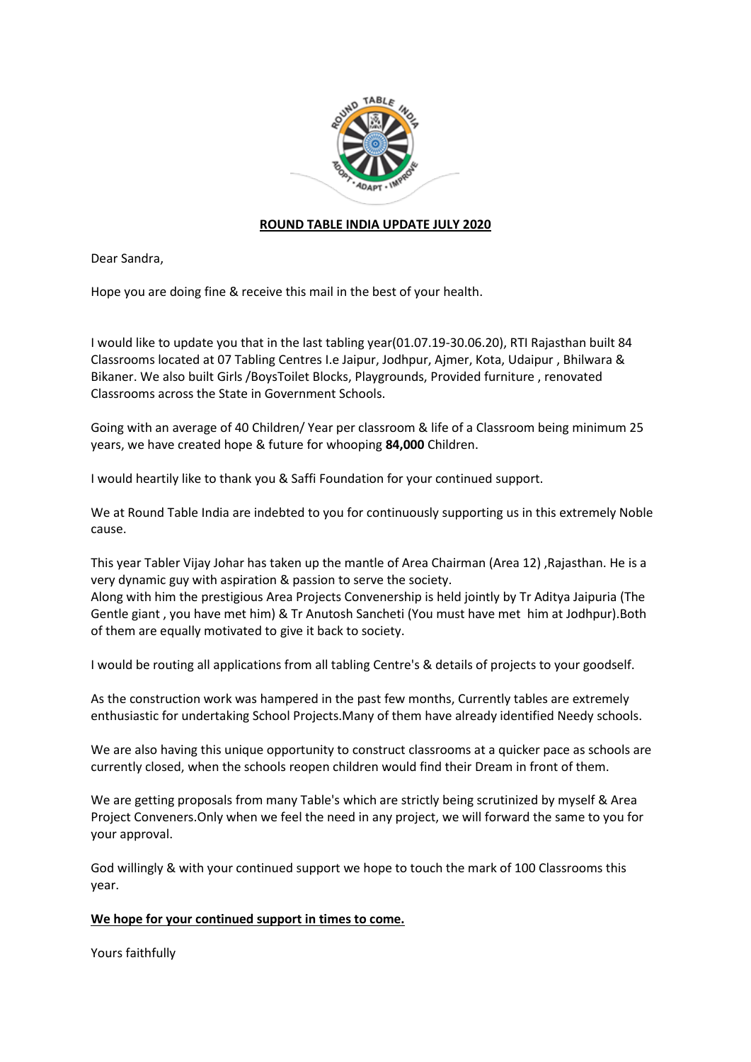**ROUND TABLE INDIA UPDATE JULY 2020**

Dear Sandra,

Hope you are doing fine & receive this mail in the best of your health.

I would like to update you that in the last tabling year(01.07.19-30.06.20), RTI Rajasthan built 84 Classrooms located at 07 Tabling Centres I.e Jaipur, Jodhpur, Ajmer, Kota, Udaipur , Bhilwara & Bikaner. We also built Girls /BoysToilet Blocks, Playgrounds, Provided furniture , renovated Classrooms across the State in Government Schools.

Going with an average of 40 Children/ Year per classroom & life of a Classroom being minimum 25 years, we have created hope & future for whooping **84,000** Children.

I would heartily like to thank you & Saffi Foundation for your continued support.

We at Round Table India are indebted to you for continuously supporting us in this extremely Noble cause.

This year Tabler Vijay Johar has taken up the mantle of Area Chairman (Area 12) ,Rajasthan. He is a very dynamic guy with aspiration & passion to serve the society.
Along with him the prestigious Area Projects Convenership is held jointly by Tr Aditya Jaipuria (The Gentle giant , you have met him) & Tr Anutosh Sancheti (You must have met him at Jodhpur).Both of them are equally motivated to give it back to society.

I would be routing all applications from all tabling Centre's & details of projects to your goodself.

As the construction work was hampered in the past few months, Currently tables are extremely enthusiastic for undertaking School Projects.Many of them have already identified Needy schools.

We are also having this unique opportunity to construct classrooms at a quicker pace as schools are currently closed, when the schools reopen children would find their Dream in front of them.

We are getting proposals from many Table's which are strictly being scrutinized by myself & Area Project Conveners.Only when we feel the need in any project, we will forward the same to you for your approval.

God willingly & with your continued support we hope to touch the mark of 100 Classrooms this year.

**We hope for your continued support in times to come.**

Yours faithfully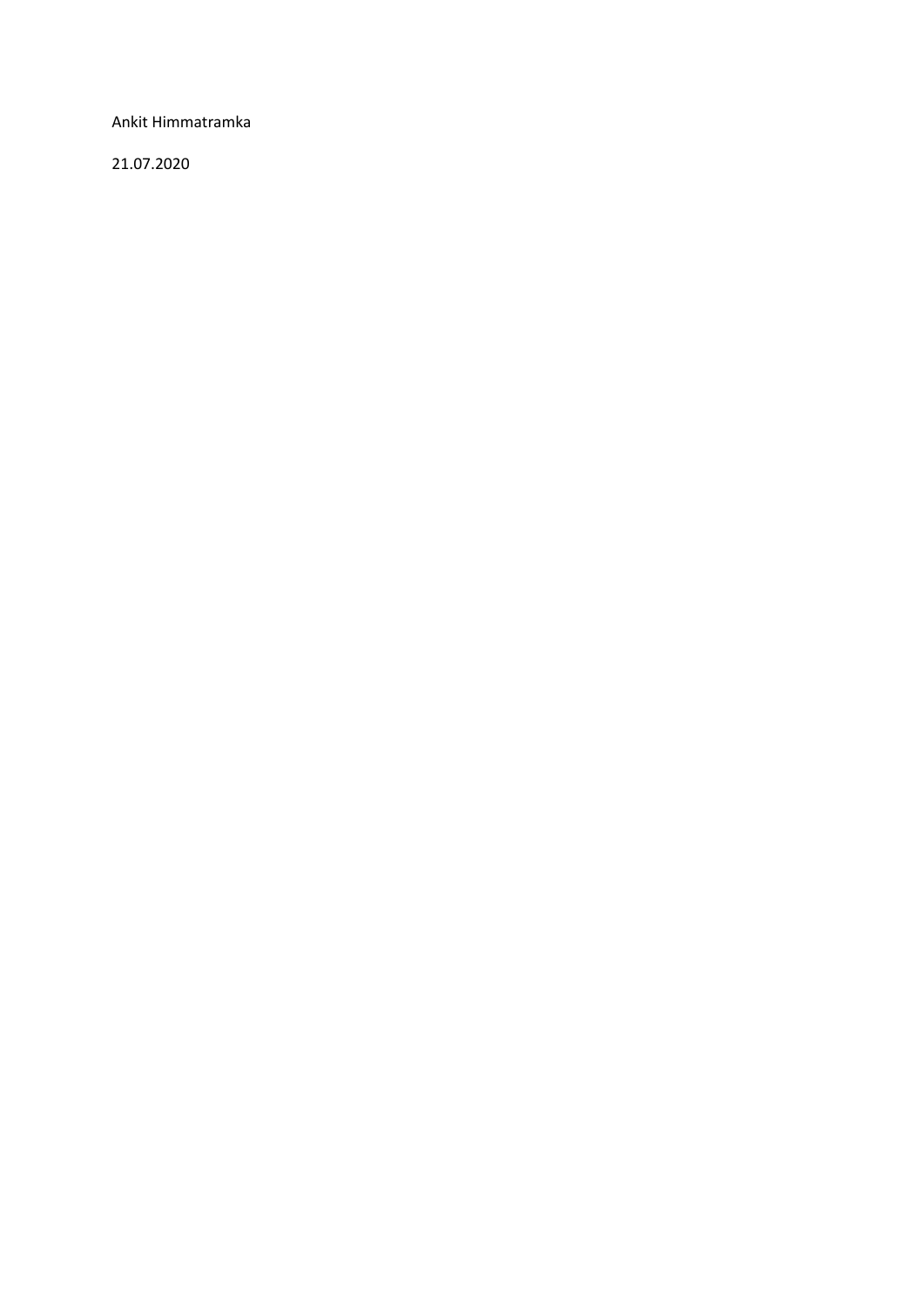Ankit Himmatramka

21.07.2020